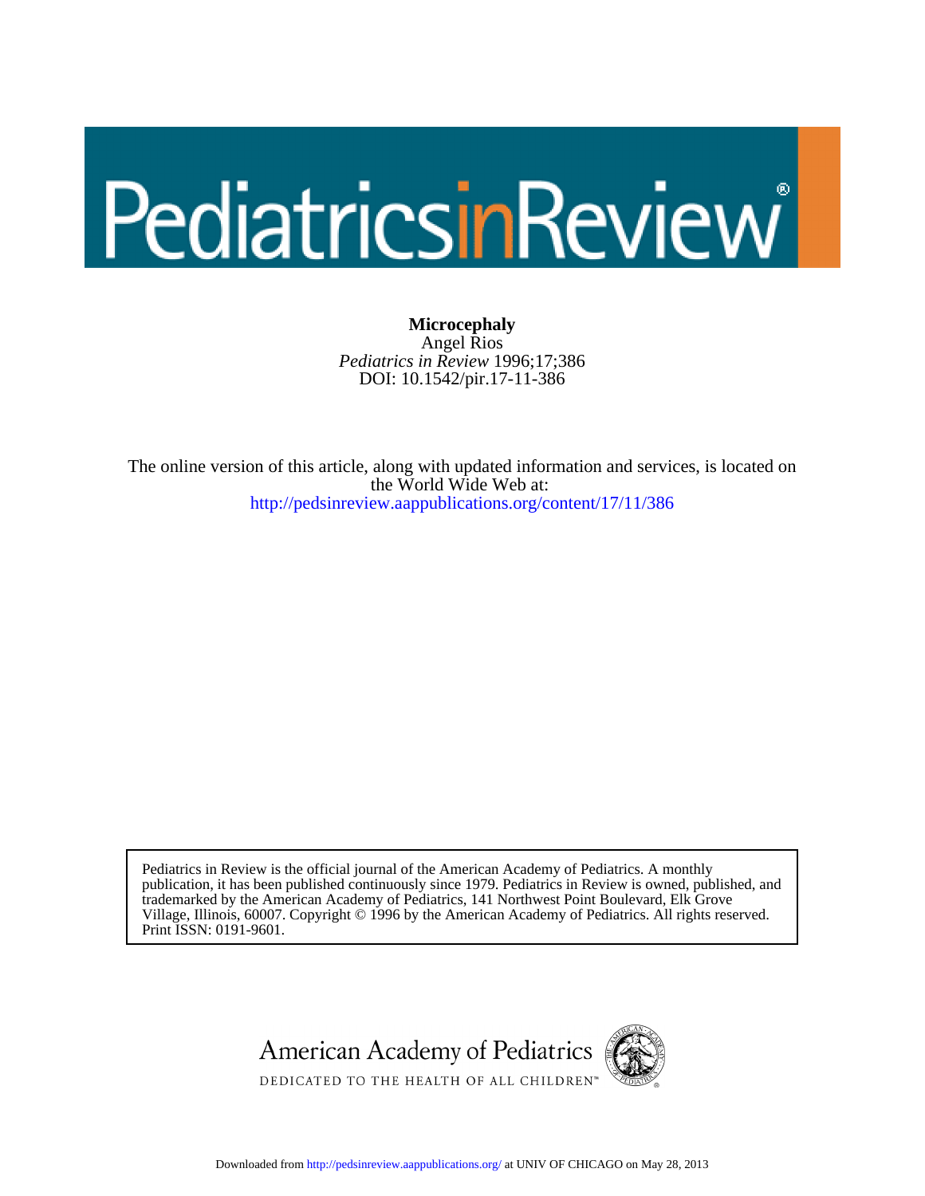PediatricsinReview®

**Microcephaly**

Angel Rios

*Pediatrics in Review* 1996;17;386

DOI: 10.1542/pir.17-11-386

The online version of this article, along with updated information and services, is located on the World Wide Web at:

http://pedsinreview.aappublications.org/content/17/11/386

Pediatrics in Review is the official journal of the American Academy of Pediatrics. A monthly publication, it has been published continuously since 1979. Pediatrics in Review is owned, published, and trademarked by the American Academy of Pediatrics, 141 Northwest Point Boulevard, Elk Grove Village, Illinois, 60007. Copyright © 1996 by the American Academy of Pediatrics. All rights reserved. Print ISSN: 0191-9601.

American Academy of Pediatrics

DEDICATED TO THE HEALTH OF ALL CHILDREN™

Downloaded from http://pedsinreview.aappublications.org/ at UNIV OF CHICAGO on May 28, 2013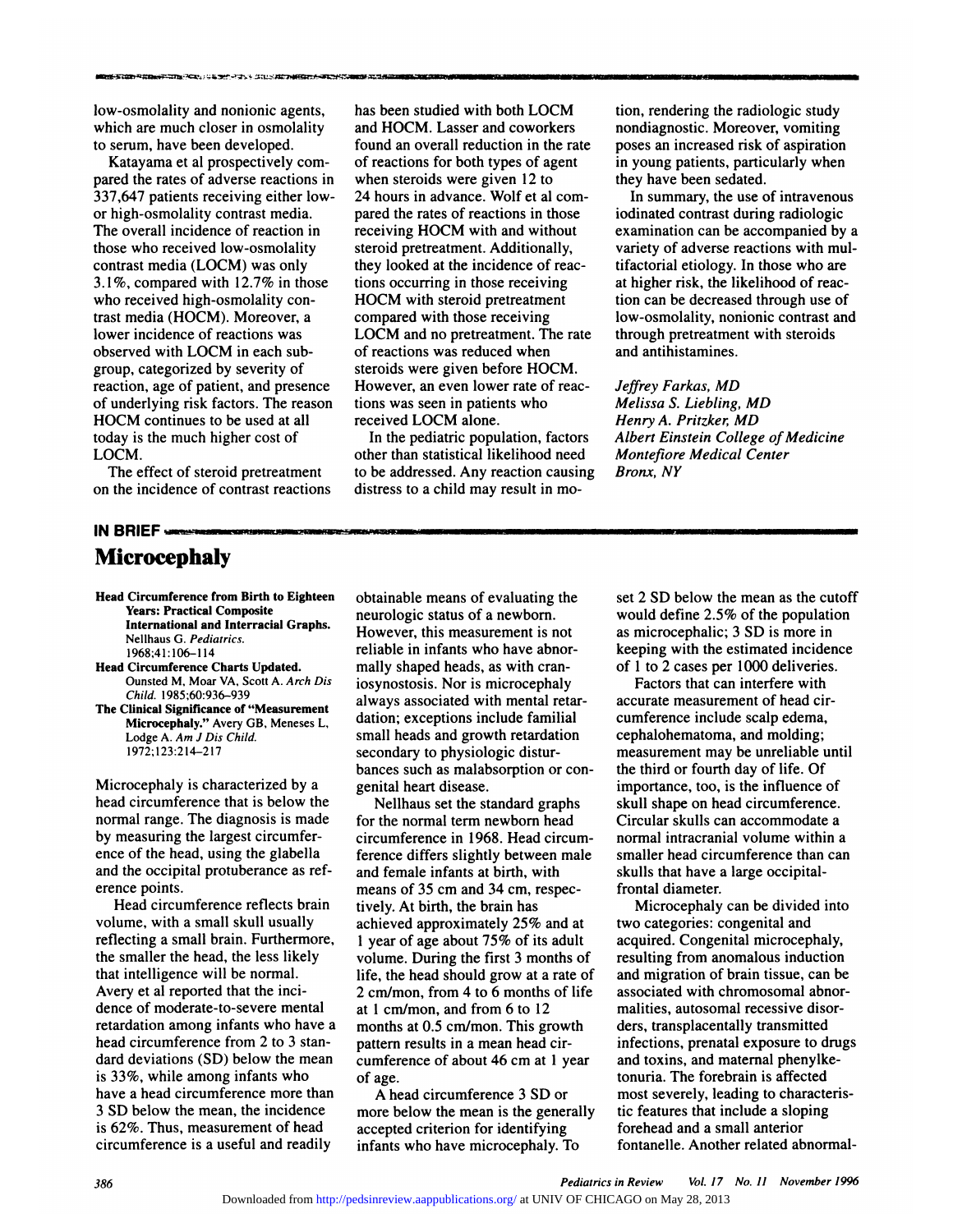low-osmolality and nonionic agents, which are much closer in osmolality to serum, have been developed.

Katayama et al prospectively compared the rates of adverse reactions in 337,647 patients receiving either low- or high-osmolality contrast media. The overall incidence of reaction in those who received low-osmolality contrast media (LOCM) was only 3.1%, compared with 12.7% in those who received high-osmolality contrast media (HOCM). Moreover, a lower incidence of reactions was observed with LOCM in each subgroup, categorized by severity of reaction, age of patient, and presence of underlying risk factors. The reason HOCM continues to be used at all today is the much higher cost of LOCM.

The effect of steroid pretreatment on the incidence of contrast reactions has been studied with both LOCM and HOCM. Lasser and coworkers found an overall reduction in the rate of reactions for both types of agent when steroids were given 12 to 24 hours in advance. Wolf et al compared the rates of reactions in those receiving HOCM with and without steroid pretreatment. Additionally, they looked at the incidence of reactions occurring in those receiving HOCM with steroid pretreatment compared with those receiving LOCM and no pretreatment. The rate of reactions was reduced when steroids were given before HOCM. However, an even lower rate of reactions was seen in patients who received LOCM alone.

In the pediatric population, factors other than statistical likelihood need to be addressed. Any reaction causing distress to a child may result in motion, rendering the radiologic study nondiagnostic. Moreover, vomiting poses an increased risk of aspiration in young patients, particularly when they have been sedated.

In summary, the use of intravenous iodinated contrast during radiologic examination can be accompanied by a variety of adverse reactions with multifactorial etiology. In those who are at higher risk, the likelihood of reaction can be decreased through use of low-osmolality, nonionic contrast and through pretreatment with steroids and antihistamines.

*Jeffrey Farkas, MD*
*Melissa S. Liebling, MD*
*Henry A. Pritzker, MD*
*Albert Einstein College of Medicine*
*Montefiore Medical Center*
*Bronx, NY*

**IN BRIEF**

# Microcephaly

**Head Circumference from Birth to Eighteen Years: Practical Composite International and Interracial Graphs.** Nellhaus G. *Pediatrics.* 1968;41:106–114

**Head Circumference Charts Updated.** Ounsted M, Moar VA, Scott A. *Arch Dis Child.* 1985;60:936–939

**The Clinical Significance of "Measurement Microcephaly."** Avery GB, Meneses L, Lodge A. *Am J Dis Child.* 1972;123:214–217

Microcephaly is characterized by a head circumference that is below the normal range. The diagnosis is made by measuring the largest circumference of the head, using the glabella and the occipital protuberance as reference points.

Head circumference reflects brain volume, with a small skull usually reflecting a small brain. Furthermore, the smaller the head, the less likely that intelligence will be normal. Avery et al reported that the incidence of moderate-to-severe mental retardation among infants who have a head circumference from 2 to 3 standard deviations (SD) below the mean is 33%, while among infants who have a head circumference more than 3 SD below the mean, the incidence is 62%. Thus, measurement of head circumference is a useful and readily obtainable means of evaluating the neurologic status of a newborn. However, this measurement is not reliable in infants who have abnormally shaped heads, as with craniosynostosis. Nor is microcephaly always associated with mental retardation; exceptions include familial small heads and growth retardation secondary to physiologic disturbances such as malabsorption or congenital heart disease.

Nellhaus set the standard graphs for the normal term newborn head circumference in 1968. Head circumference differs slightly between male and female infants at birth, with means of 35 cm and 34 cm, respectively. At birth, the brain has achieved approximately 25% and at 1 year of age about 75% of its adult volume. During the first 3 months of life, the head should grow at a rate of 2 cm/mon, from 4 to 6 months of life at 1 cm/mon, and from 6 to 12 months at 0.5 cm/mon. This growth pattern results in a mean head circumference of about 46 cm at 1 year of age.

A head circumference 3 SD or more below the mean is the generally accepted criterion for identifying infants who have microcephaly. To set 2 SD below the mean as the cutoff would define 2.5% of the population as microcephalic; 3 SD is more in keeping with the estimated incidence of 1 to 2 cases per 1000 deliveries.

Factors that can interfere with accurate measurement of head circumference include scalp edema, cephalohematoma, and molding; measurement may be unreliable until the third or fourth day of life. Of importance, too, is the influence of skull shape on head circumference. Circular skulls can accommodate a normal intracranial volume within a smaller head circumference than can skulls that have a large occipital-frontal diameter.

Microcephaly can be divided into two categories: congenital and acquired. Congenital microcephaly, resulting from anomalous induction and migration of brain tissue, can be associated with chromosomal abnormalities, autosomal recessive disorders, transplacentally transmitted infections, prenatal exposure to drugs and toxins, and maternal phenylketonuria. The forebrain is affected most severely, leading to characteristic features that include a sloping forehead and a small anterior fontanelle. Another related abnormal-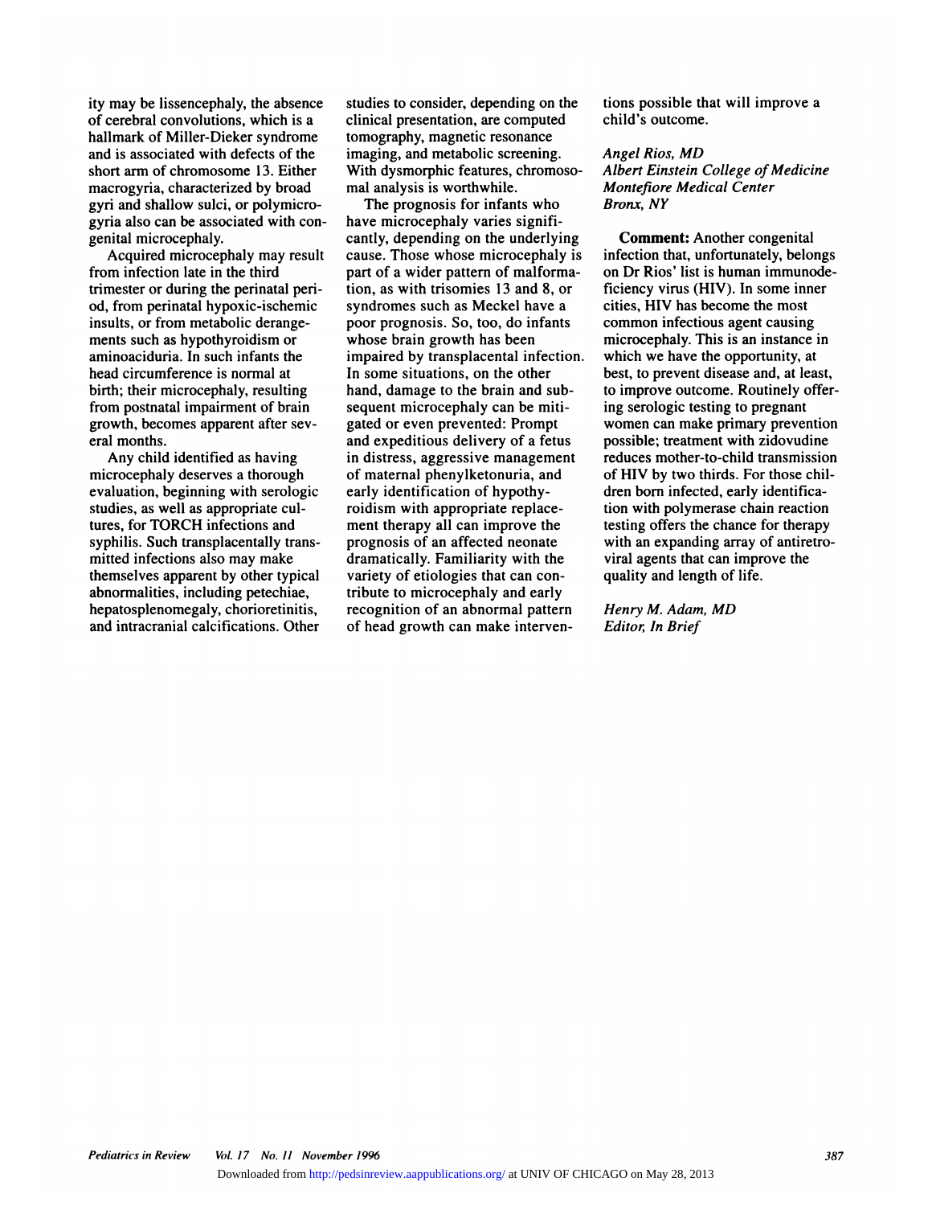ity may be lissencephaly, the absence of cerebral convolutions, which is a hallmark of Miller-Dieker syndrome and is associated with defects of the short arm of chromosome 13. Either macrogyria, characterized by broad gyri and shallow sulci, or polymicrogyria also can be associated with congenital microcephaly.

Acquired microcephaly may result from infection late in the third trimester or during the perinatal period, from perinatal hypoxic-ischemic insults, or from metabolic derangements such as hypothyroidism or aminoaciduria. In such infants the head circumference is normal at birth; their microcephaly, resulting from postnatal impairment of brain growth, becomes apparent after several months.

Any child identified as having microcephaly deserves a thorough evaluation, beginning with serologic studies, as well as appropriate cultures, for TORCH infections and syphilis. Such transplacentally transmitted infections also may make themselves apparent by other typical abnormalities, including petechiae, hepatosplenomegaly, chorioretinitis, and intracranial calcifications. Other studies to consider, depending on the clinical presentation, are computed tomography, magnetic resonance imaging, and metabolic screening. With dysmorphic features, chromosomal analysis is worthwhile.

The prognosis for infants who have microcephaly varies significantly, depending on the underlying cause. Those whose microcephaly is part of a wider pattern of malformation, as with trisomies 13 and 8, or syndromes such as Meckel have a poor prognosis. So, too, do infants whose brain growth has been impaired by transplacental infection. In some situations, on the other hand, damage to the brain and subsequent microcephaly can be mitigated or even prevented: Prompt and expeditious delivery of a fetus in distress, aggressive management of maternal phenylketonuria, and early identification of hypothyroidism with appropriate replacement therapy all can improve the prognosis of an affected neonate dramatically. Familiarity with the variety of etiologies that can contribute to microcephaly and early recognition of an abnormal pattern of head growth can make interventions possible that will improve a child's outcome.

*Angel Rios, MD*
*Albert Einstein College of Medicine*
*Montefiore Medical Center*
*Bronx, NY*

**Comment:** Another congenital infection that, unfortunately, belongs on Dr Rios' list is human immunodeficiency virus (HIV). In some inner cities, HIV has become the most common infectious agent causing microcephaly. This is an instance in which we have the opportunity, at best, to prevent disease and, at least, to improve outcome. Routinely offering serologic testing to pregnant women can make primary prevention possible; treatment with zidovudine reduces mother-to-child transmission of HIV by two thirds. For those children born infected, early identification with polymerase chain reaction testing offers the chance for therapy with an expanding array of antiretroviral agents that can improve the quality and length of life.

*Henry M. Adam, MD*
*Editor, In Brief*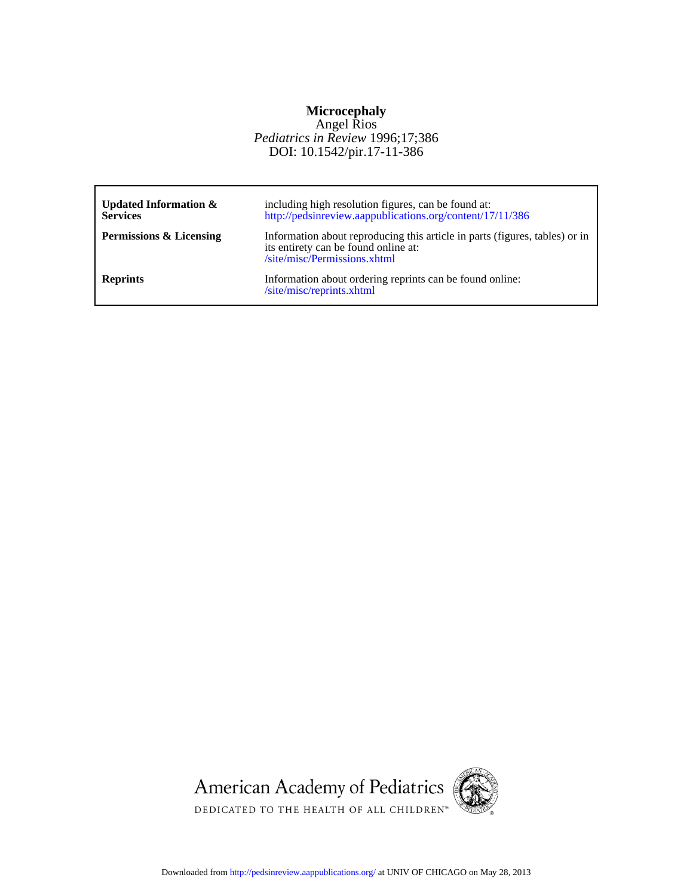**Microcephaly**

Angel Rios

*Pediatrics in Review* 1996;17;386

DOI: 10.1542/pir.17-11-386

| | |
|---|---|
| **Updated Information & Services** | including high resolution figures, can be found at: http://pedsinreview.aappublications.org/content/17/11/386 |
| **Permissions & Licensing** | Information about reproducing this article in parts (figures, tables) or in its entirety can be found online at: /site/misc/Permissions.xhtml |
| **Reprints** | Information about ordering reprints can be found online: /site/misc/reprints.xhtml |

American Academy of Pediatrics

DEDICATED TO THE HEALTH OF ALL CHILDREN™

Downloaded from http://pedsinreview.aappublications.org/ at UNIV OF CHICAGO on May 28, 2013